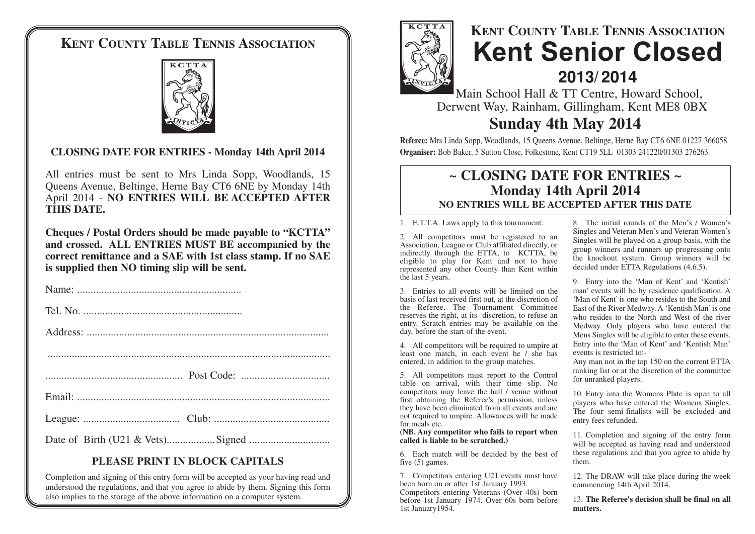# Kent County Table Tennis Association

**CLOSING DATE FOR ENTRIES - Monday 14th April 2014**

All entries must be sent to Mrs Linda Sopp, Woodlands, 15 Queens Avenue, Beltinge, Herne Bay CT6 6NE by Monday 14th April 2014 - **NO ENTRIES WILL BE ACCEPTED AFTER THIS DATE.**

**Cheques / Postal Orders should be made payable to "KCTTA" and crossed. ALL ENTRIES MUST BE accompanied by the correct remittance and a SAE with 1st class stamp. If no SAE is supplied then NO timing slip will be sent.**

Name: ............................................................

Tel. No. ..........................................................

Address: .........................................................................................

.........................................................................................................

.................................................. Post Code: ................................

Email: .............................................................................................

League: .................................... Club: ...........................................

Date of Birth (U21 & Vets).................Signed .............................

**PLEASE PRINT IN BLOCK CAPITALS**

Completion and signing of this entry form will be accepted as your having read and understood the regulations, and that you agree to abide by them. Signing this form also implies to the storage of the above information on a computer system.

# Kent County Table Tennis Association
# Kent Senior Closed
## 2013/2014

Main School Hall & TT Centre, Howard School, Derwent Way, Rainham, Gillingham, Kent ME8 0BX

## Sunday 4th May 2014

**Referee:** Mrs Linda Sopp, Woodlands, 15 Queens Avenue, Beltinge, Herne Bay CT6 6NE 01227 366058
**Organiser:** Bob Baker, 5 Sutton Close, Folkestone, Kent CT19 5LL 01303 241220/01303 276263

## ~ CLOSING DATE FOR ENTRIES ~
## Monday 14th April 2014
**NO ENTRIES WILL BE ACCEPTED AFTER THIS DATE**

1. E.T.T.A. Laws apply to this tournament.

2. All competitors must be registered to an Association, League or Club affiliated directly, or indirectly through the ETTA, to KCTTA, be eligible to play for Kent and not to have represented any other County than Kent within the last 5 years.

3. Entries to all events will be limited on the basis of last received first out, at the discretion of the Referee. The Tournament Committee reserves the right, at its discretion, to refuse an entry. Scratch entries may be available on the day, before the start of the event.

4. All competitors will be required to umpire at least one match, in each event he / she has entered, in addition to the group matches.

5. All competitors must report to the Control table on arrival, with their time slip. No competitors may leave the hall / venue without first obtaining the Referee's permission, unless they have been eliminated from all events and are not required to umpire. Allowances will be made for meals etc.
**(NB. Any competitor who fails to report when called is liable to be scratched.)**

6. Each match will be decided by the best of five (5) games.

7. Competitors entering U21 events must have been born on or after 1st January 1993.
Competitors entering Veterans (Over 40s) born before 1st January 1974. Over 60s born before 1st January1954.

8. The initial rounds of the Men's / Women's Singles and Veteran Men's and Veteran Women's Singles will be played on a group basis, with the group winners and runners up progressing onto the knockout system. Group winners will be decided under ETTA Regulations (4.6.5).

9. Entry into the 'Man of Kent' and 'Kentish' man' events will be by residence qualification. A 'Man of Kent' is one who resides to the South and East of the River Medway. A 'Kentish Man' is one who resides to the North and West of the river Medway. Only players who have entered the Mens Singles will be eligible to enter these events. Entry into the 'Man of Kent' and 'Kentish Man' events is restricted to:-
Any man not in the top 150 on the current ETTA ranking list or at the discretion of the committee for unranked players.

10. Entry into the Womens Plate is open to all players who have entered the Womens Singles. The four semi-finalists will be excluded and entry fees refunded.

11. Completion and signing of the entry form will be accepted as having read and understood these regulations and that you agree to abide by them.

12. The DRAW will take place during the week commencing 14th April 2014.

13. **The Referee's decision shall be final on all matters.**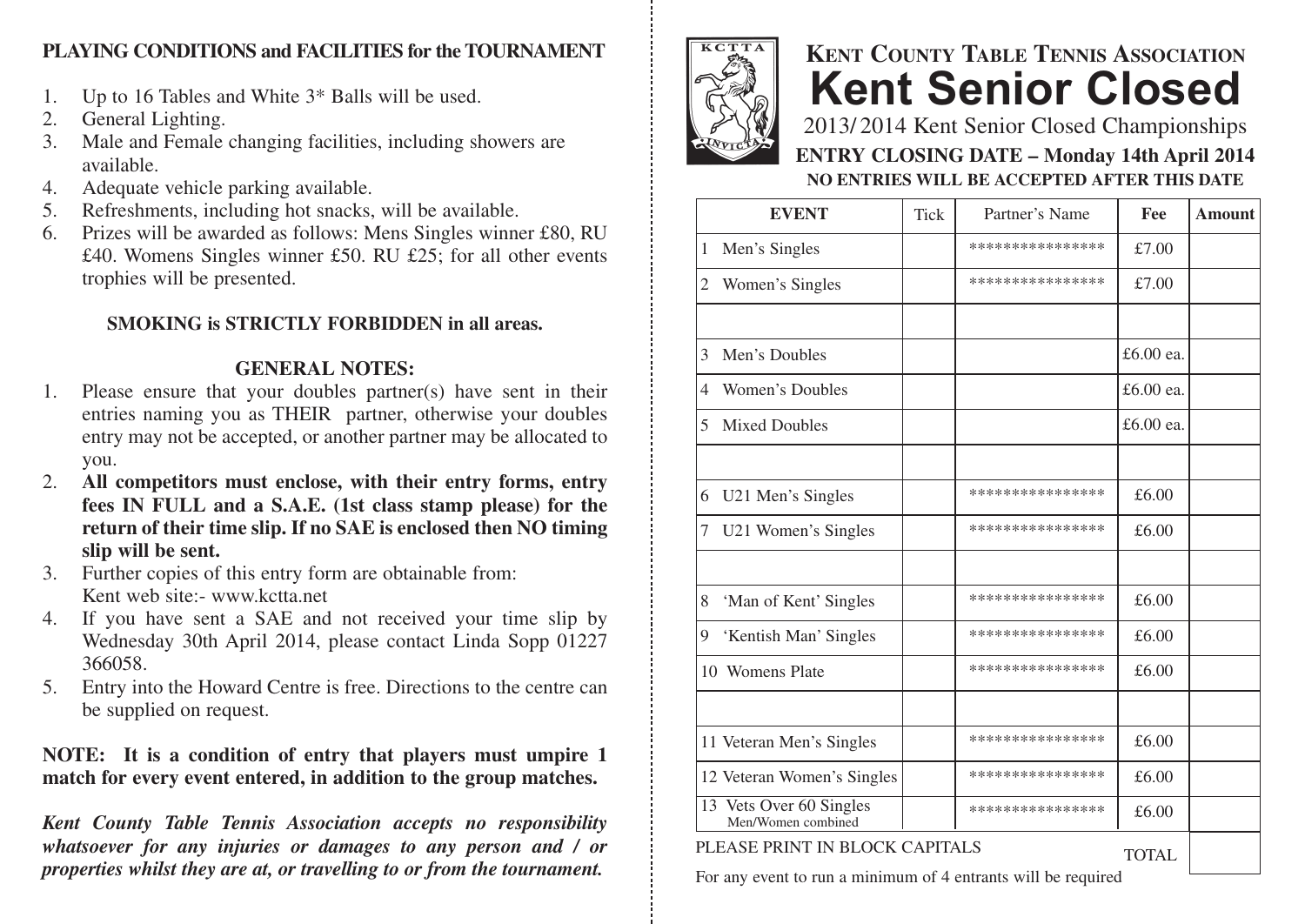**PLAYING CONDITIONS and FACILITIES for the TOURNAMENT**

1. Up to 16 Tables and White 3* Balls will be used.
2. General Lighting.
3. Male and Female changing facilities, including showers are available.
4. Adequate vehicle parking available.
5. Refreshments, including hot snacks, will be available.
6. Prizes will be awarded as follows: Mens Singles winner £80, RU £40. Womens Singles winner £50. RU £25; for all other events trophies will be presented.

**SMOKING is STRICTLY FORBIDDEN in all areas.**

**GENERAL NOTES:**

1. Please ensure that your doubles partner(s) have sent in their entries naming you as THEIR partner, otherwise your doubles entry may not be accepted, or another partner may be allocated to you.
2. **All competitors must enclose, with their entry forms, entry fees IN FULL and a S.A.E. (1st class stamp please) for the return of their time slip. If no SAE is enclosed then NO timing slip will be sent.**
3. Further copies of this entry form are obtainable from: Kent web site:- www.kctta.net
4. If you have sent a SAE and not received your time slip by Wednesday 30th April 2014, please contact Linda Sopp 01227 366058.
5. Entry into the Howard Centre is free. Directions to the centre can be supplied on request.

**NOTE: It is a condition of entry that players must umpire 1 match for every event entered, in addition to the group matches.**

***Kent County Table Tennis Association accepts no responsibility whatsoever for any injuries or damages to any person and / or properties whilst they are at, or travelling to or from the tournament.***

KCTTA INVICTA

## KENT COUNTY TABLE TENNIS ASSOCIATION

# Kent Senior Closed

2013/2014 Kent Senior Closed Championships

**ENTRY CLOSING DATE – Monday 14th April 2014**

**NO ENTRIES WILL BE ACCEPTED AFTER THIS DATE**

| EVENT | Tick | Partner's Name | Fee | Amount |
|---|---|---|---|---|
| 1 Men's Singles | | **************** | £7.00 | |
| 2 Women's Singles | | **************** | £7.00 | |
| | | | | |
| 3 Men's Doubles | | | £6.00 ea. | |
| 4 Women's Doubles | | | £6.00 ea. | |
| 5 Mixed Doubles | | | £6.00 ea. | |
| | | | | |
| 6 U21 Men's Singles | | **************** | £6.00 | |
| 7 U21 Women's Singles | | **************** | £6.00 | |
| | | | | |
| 8 'Man of Kent' Singles | | **************** | £6.00 | |
| 9 'Kentish Man' Singles | | **************** | £6.00 | |
| 10 Womens Plate | | **************** | £6.00 | |
| | | | | |
| 11 Veteran Men's Singles | | **************** | £6.00 | |
| 12 Veteran Women's Singles | | **************** | £6.00 | |
| 13 Vets Over 60 Singles Men/Women combined | | **************** | £6.00 | |
| PLEASE PRINT IN BLOCK CAPITALS | | | TOTAL | |

For any event to run a minimum of 4 entrants will be required